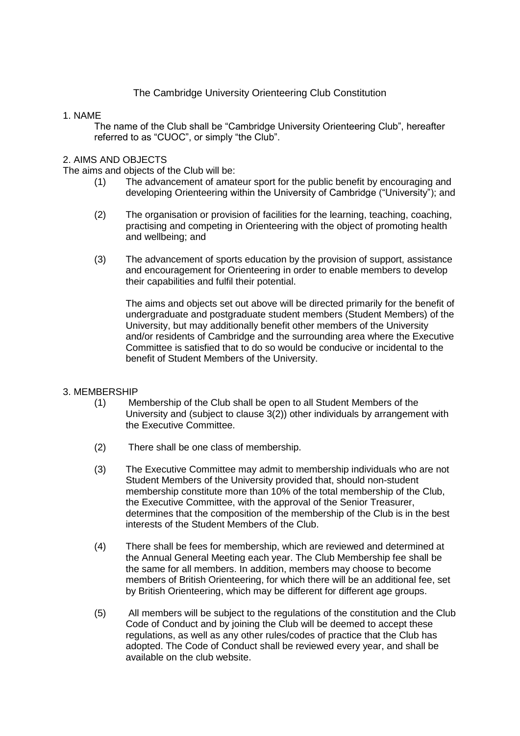# The Cambridge University Orienteering Club Constitution

## 1. NAME

The name of the Club shall be "Cambridge University Orienteering Club", hereafter referred to as "CUOC", or simply "the Club".

## 2. AIMS AND OBJECTS

The aims and objects of the Club will be:

(1) The advancement of amateur sport for the public benefit by encouraging and developing Orienteering within the University of Cambridge ("University"); and

(2) The organisation or provision of facilities for the learning, teaching, coaching, practising and competing in Orienteering with the object of promoting health and wellbeing; and

(3) The advancement of sports education by the provision of support, assistance and encouragement for Orienteering in order to enable members to develop their capabilities and fulfil their potential.

The aims and objects set out above will be directed primarily for the benefit of undergraduate and postgraduate student members (Student Members) of the University, but may additionally benefit other members of the University and/or residents of Cambridge and the surrounding area where the Executive Committee is satisfied that to do so would be conducive or incidental to the benefit of Student Members of the University.

## 3. MEMBERSHIP

(1) Membership of the Club shall be open to all Student Members of the University and (subject to clause 3(2)) other individuals by arrangement with the Executive Committee.

(2) There shall be one class of membership.

(3) The Executive Committee may admit to membership individuals who are not Student Members of the University provided that, should non-student membership constitute more than 10% of the total membership of the Club, the Executive Committee, with the approval of the Senior Treasurer, determines that the composition of the membership of the Club is in the best interests of the Student Members of the Club.

(4) There shall be fees for membership, which are reviewed and determined at the Annual General Meeting each year. The Club Membership fee shall be the same for all members. In addition, members may choose to become members of British Orienteering, for which there will be an additional fee, set by British Orienteering, which may be different for different age groups.

(5) All members will be subject to the regulations of the constitution and the Club Code of Conduct and by joining the Club will be deemed to accept these regulations, as well as any other rules/codes of practice that the Club has adopted. The Code of Conduct shall be reviewed every year, and shall be available on the club website.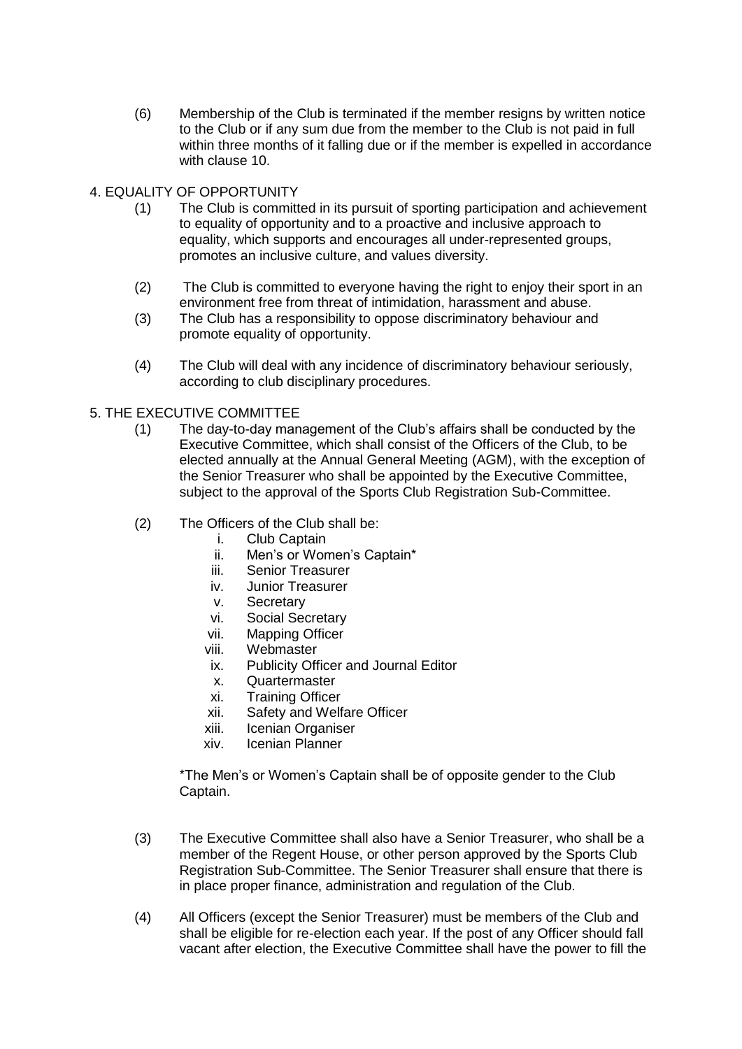(6) Membership of the Club is terminated if the member resigns by written notice to the Club or if any sum due from the member to the Club is not paid in full within three months of it falling due or if the member is expelled in accordance with clause 10.

## 4. EQUALITY OF OPPORTUNITY

(1) The Club is committed in its pursuit of sporting participation and achievement to equality of opportunity and to a proactive and inclusive approach to equality, which supports and encourages all under-represented groups, promotes an inclusive culture, and values diversity.

(2) The Club is committed to everyone having the right to enjoy their sport in an environment free from threat of intimidation, harassment and abuse.

(3) The Club has a responsibility to oppose discriminatory behaviour and promote equality of opportunity.

(4) The Club will deal with any incidence of discriminatory behaviour seriously, according to club disciplinary procedures.

## 5. THE EXECUTIVE COMMITTEE

(1) The day-to-day management of the Club's affairs shall be conducted by the Executive Committee, which shall consist of the Officers of the Club, to be elected annually at the Annual General Meeting (AGM), with the exception of the Senior Treasurer who shall be appointed by the Executive Committee, subject to the approval of the Sports Club Registration Sub-Committee.

(2) The Officers of the Club shall be:

i. Club Captain
ii. Men's or Women's Captain*
iii. Senior Treasurer
iv. Junior Treasurer
v. Secretary
vi. Social Secretary
vii. Mapping Officer
viii. Webmaster
ix. Publicity Officer and Journal Editor
x. Quartermaster
xi. Training Officer
xii. Safety and Welfare Officer
xiii. Icenian Organiser
xiv. Icenian Planner

*The Men's or Women's Captain shall be of opposite gender to the Club Captain.

(3) The Executive Committee shall also have a Senior Treasurer, who shall be a member of the Regent House, or other person approved by the Sports Club Registration Sub-Committee. The Senior Treasurer shall ensure that there is in place proper finance, administration and regulation of the Club.

(4) All Officers (except the Senior Treasurer) must be members of the Club and shall be eligible for re-election each year. If the post of any Officer should fall vacant after election, the Executive Committee shall have the power to fill the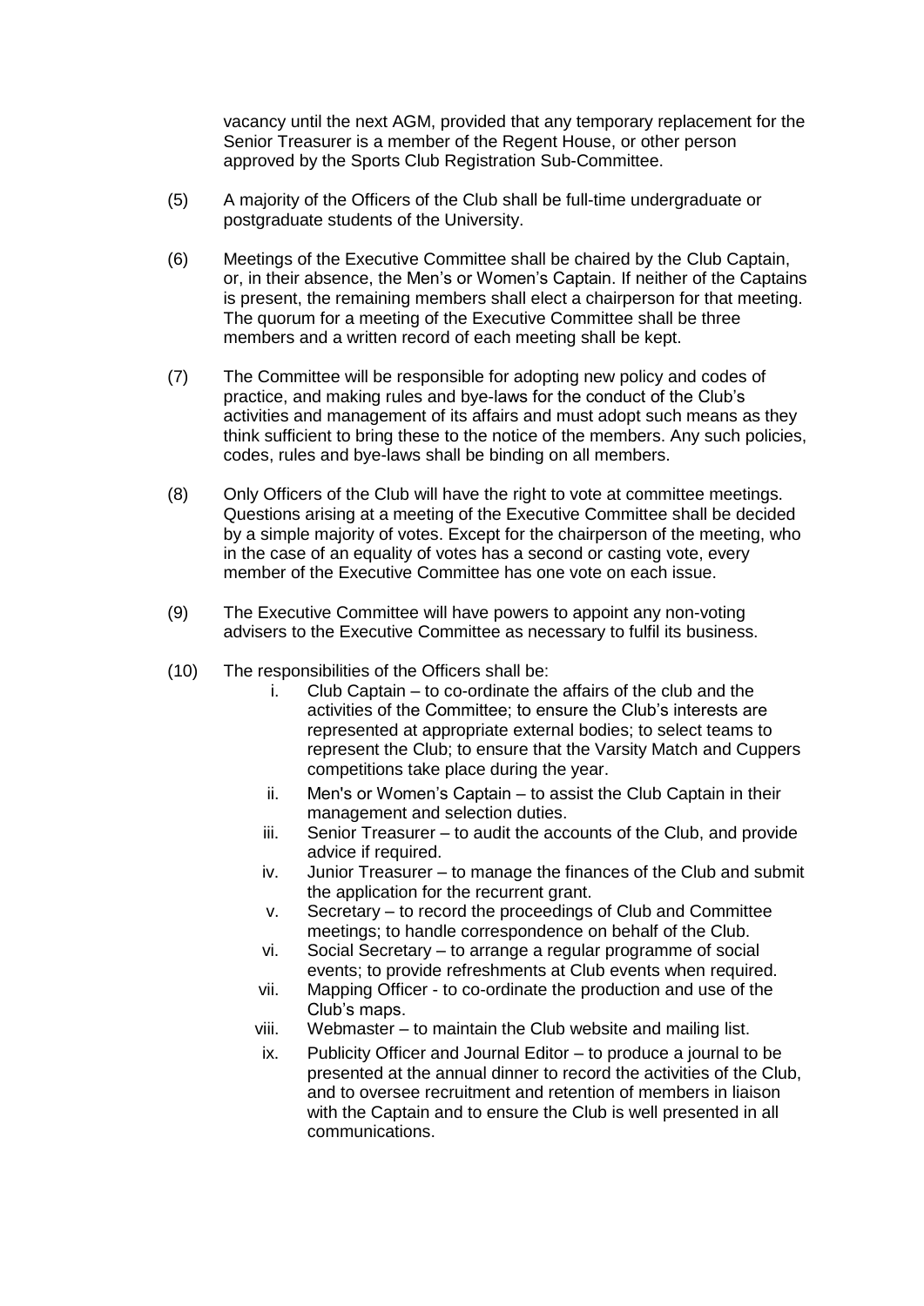vacancy until the next AGM, provided that any temporary replacement for the Senior Treasurer is a member of the Regent House, or other person approved by the Sports Club Registration Sub-Committee.

(5) A majority of the Officers of the Club shall be full-time undergraduate or postgraduate students of the University.

(6) Meetings of the Executive Committee shall be chaired by the Club Captain, or, in their absence, the Men's or Women's Captain. If neither of the Captains is present, the remaining members shall elect a chairperson for that meeting. The quorum for a meeting of the Executive Committee shall be three members and a written record of each meeting shall be kept.

(7) The Committee will be responsible for adopting new policy and codes of practice, and making rules and bye-laws for the conduct of the Club's activities and management of its affairs and must adopt such means as they think sufficient to bring these to the notice of the members. Any such policies, codes, rules and bye-laws shall be binding on all members.

(8) Only Officers of the Club will have the right to vote at committee meetings. Questions arising at a meeting of the Executive Committee shall be decided by a simple majority of votes. Except for the chairperson of the meeting, who in the case of an equality of votes has a second or casting vote, every member of the Executive Committee has one vote on each issue.

(9) The Executive Committee will have powers to appoint any non-voting advisers to the Executive Committee as necessary to fulfil its business.

(10) The responsibilities of the Officers shall be:

   i. Club Captain – to co-ordinate the affairs of the club and the activities of the Committee; to ensure the Club's interests are represented at appropriate external bodies; to select teams to represent the Club; to ensure that the Varsity Match and Cuppers competitions take place during the year.
   ii. Men's or Women's Captain – to assist the Club Captain in their management and selection duties.
   iii. Senior Treasurer – to audit the accounts of the Club, and provide advice if required.
   iv. Junior Treasurer – to manage the finances of the Club and submit the application for the recurrent grant.
   v. Secretary – to record the proceedings of Club and Committee meetings; to handle correspondence on behalf of the Club.
   vi. Social Secretary – to arrange a regular programme of social events; to provide refreshments at Club events when required.
   vii. Mapping Officer - to co-ordinate the production and use of the Club's maps.
   viii. Webmaster – to maintain the Club website and mailing list.
   ix. Publicity Officer and Journal Editor – to produce a journal to be presented at the annual dinner to record the activities of the Club, and to oversee recruitment and retention of members in liaison with the Captain and to ensure the Club is well presented in all communications.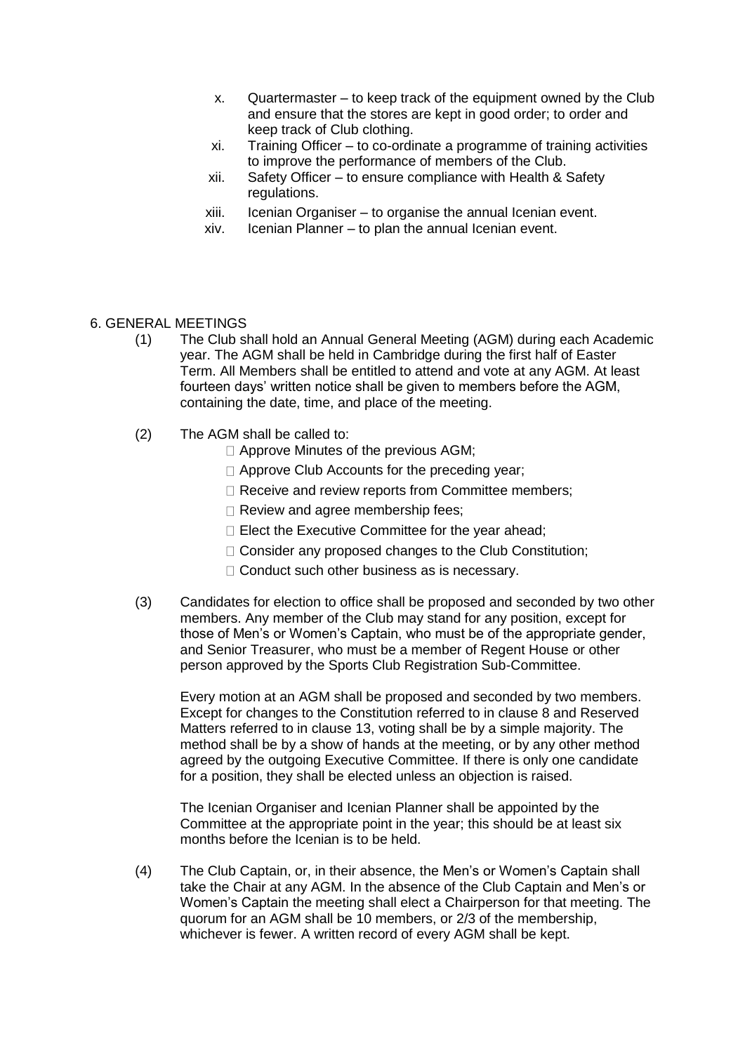x. Quartermaster – to keep track of the equipment owned by the Club and ensure that the stores are kept in good order; to order and keep track of Club clothing.
xi. Training Officer – to co-ordinate a programme of training activities to improve the performance of members of the Club.
xii. Safety Officer – to ensure compliance with Health & Safety regulations.
xiii. Icenian Organiser – to organise the annual Icenian event.
xiv. Icenian Planner – to plan the annual Icenian event.

## 6. GENERAL MEETINGS

(1) The Club shall hold an Annual General Meeting (AGM) during each Academic year. The AGM shall be held in Cambridge during the first half of Easter Term. All Members shall be entitled to attend and vote at any AGM. At least fourteen days' written notice shall be given to members before the AGM, containing the date, time, and place of the meeting.

(2) The AGM shall be called to:

- Approve Minutes of the previous AGM;
- Approve Club Accounts for the preceding year;
- Receive and review reports from Committee members;
- Review and agree membership fees;
- Elect the Executive Committee for the year ahead;
- Consider any proposed changes to the Club Constitution;
- Conduct such other business as is necessary.

(3) Candidates for election to office shall be proposed and seconded by two other members. Any member of the Club may stand for any position, except for those of Men's or Women's Captain, who must be of the appropriate gender, and Senior Treasurer, who must be a member of Regent House or other person approved by the Sports Club Registration Sub-Committee.

Every motion at an AGM shall be proposed and seconded by two members. Except for changes to the Constitution referred to in clause 8 and Reserved Matters referred to in clause 13, voting shall be by a simple majority. The method shall be by a show of hands at the meeting, or by any other method agreed by the outgoing Executive Committee. If there is only one candidate for a position, they shall be elected unless an objection is raised.

The Icenian Organiser and Icenian Planner shall be appointed by the Committee at the appropriate point in the year; this should be at least six months before the Icenian is to be held.

(4) The Club Captain, or, in their absence, the Men's or Women's Captain shall take the Chair at any AGM. In the absence of the Club Captain and Men's or Women's Captain the meeting shall elect a Chairperson for that meeting. The quorum for an AGM shall be 10 members, or 2/3 of the membership, whichever is fewer. A written record of every AGM shall be kept.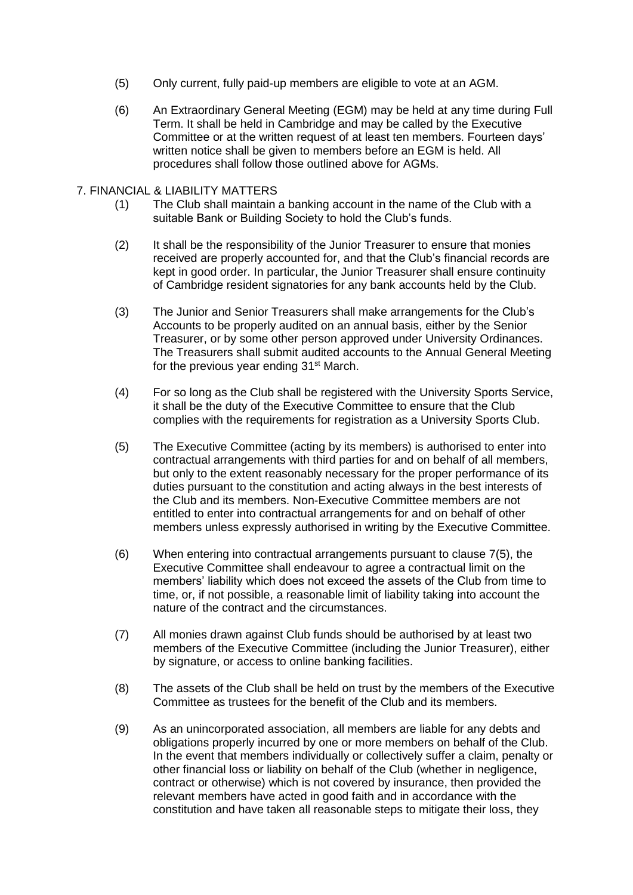(5) Only current, fully paid-up members are eligible to vote at an AGM.

(6) An Extraordinary General Meeting (EGM) may be held at any time during Full Term. It shall be held in Cambridge and may be called by the Executive Committee or at the written request of at least ten members. Fourteen days' written notice shall be given to members before an EGM is held. All procedures shall follow those outlined above for AGMs.

## 7. FINANCIAL & LIABILITY MATTERS

(1) The Club shall maintain a banking account in the name of the Club with a suitable Bank or Building Society to hold the Club's funds.

(2) It shall be the responsibility of the Junior Treasurer to ensure that monies received are properly accounted for, and that the Club's financial records are kept in good order. In particular, the Junior Treasurer shall ensure continuity of Cambridge resident signatories for any bank accounts held by the Club.

(3) The Junior and Senior Treasurers shall make arrangements for the Club's Accounts to be properly audited on an annual basis, either by the Senior Treasurer, or by some other person approved under University Ordinances. The Treasurers shall submit audited accounts to the Annual General Meeting for the previous year ending 31st March.

(4) For so long as the Club shall be registered with the University Sports Service, it shall be the duty of the Executive Committee to ensure that the Club complies with the requirements for registration as a University Sports Club.

(5) The Executive Committee (acting by its members) is authorised to enter into contractual arrangements with third parties for and on behalf of all members, but only to the extent reasonably necessary for the proper performance of its duties pursuant to the constitution and acting always in the best interests of the Club and its members. Non-Executive Committee members are not entitled to enter into contractual arrangements for and on behalf of other members unless expressly authorised in writing by the Executive Committee.

(6) When entering into contractual arrangements pursuant to clause 7(5), the Executive Committee shall endeavour to agree a contractual limit on the members' liability which does not exceed the assets of the Club from time to time, or, if not possible, a reasonable limit of liability taking into account the nature of the contract and the circumstances.

(7) All monies drawn against Club funds should be authorised by at least two members of the Executive Committee (including the Junior Treasurer), either by signature, or access to online banking facilities.

(8) The assets of the Club shall be held on trust by the members of the Executive Committee as trustees for the benefit of the Club and its members.

(9) As an unincorporated association, all members are liable for any debts and obligations properly incurred by one or more members on behalf of the Club. In the event that members individually or collectively suffer a claim, penalty or other financial loss or liability on behalf of the Club (whether in negligence, contract or otherwise) which is not covered by insurance, then provided the relevant members have acted in good faith and in accordance with the constitution and have taken all reasonable steps to mitigate their loss, they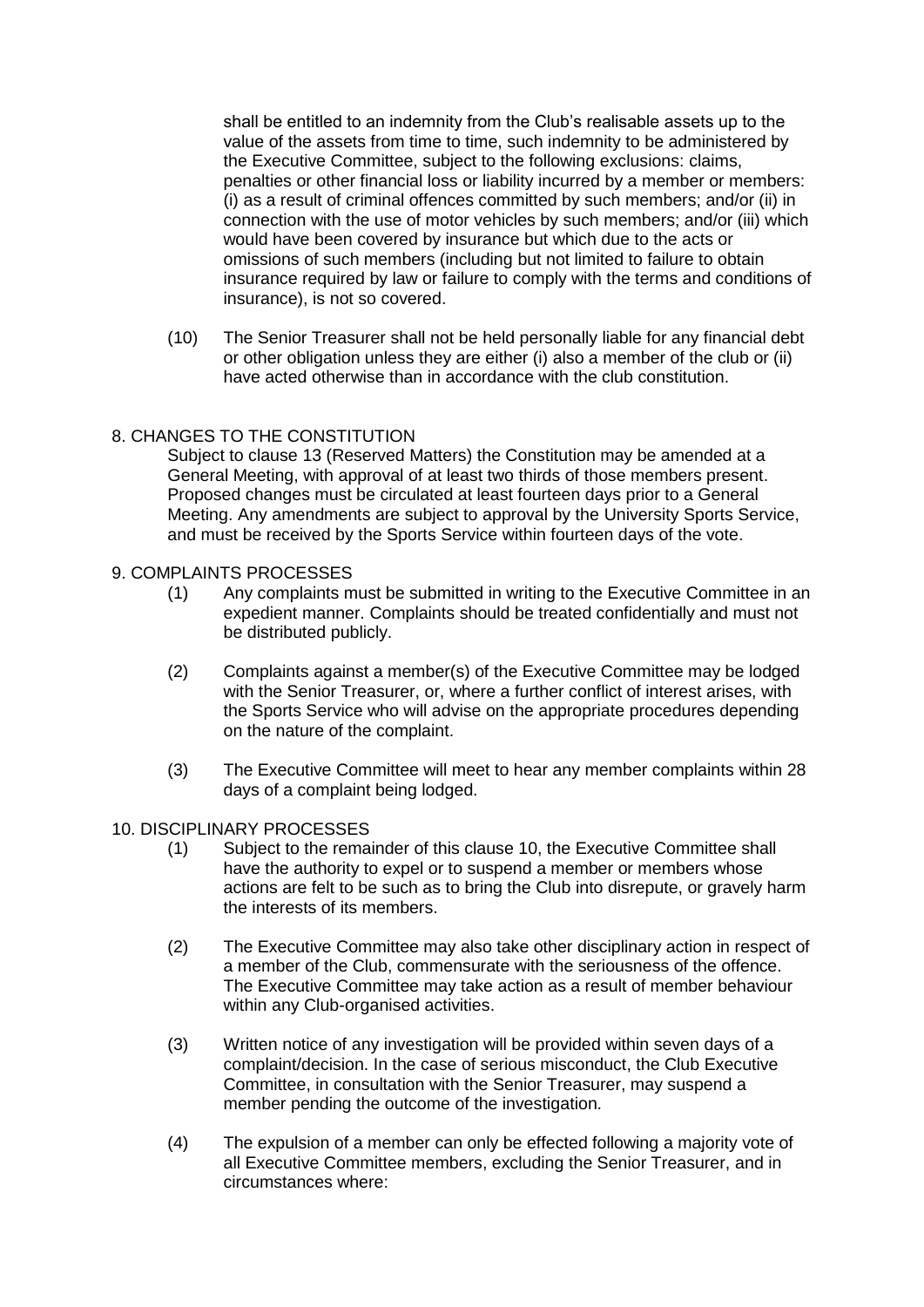shall be entitled to an indemnity from the Club's realisable assets up to the value of the assets from time to time, such indemnity to be administered by the Executive Committee, subject to the following exclusions: claims, penalties or other financial loss or liability incurred by a member or members: (i) as a result of criminal offences committed by such members; and/or (ii) in connection with the use of motor vehicles by such members; and/or (iii) which would have been covered by insurance but which due to the acts or omissions of such members (including but not limited to failure to obtain insurance required by law or failure to comply with the terms and conditions of insurance), is not so covered.

(10) The Senior Treasurer shall not be held personally liable for any financial debt or other obligation unless they are either (i) also a member of the club or (ii) have acted otherwise than in accordance with the club constitution.

## 8. CHANGES TO THE CONSTITUTION

Subject to clause 13 (Reserved Matters) the Constitution may be amended at a General Meeting, with approval of at least two thirds of those members present. Proposed changes must be circulated at least fourteen days prior to a General Meeting. Any amendments are subject to approval by the University Sports Service, and must be received by the Sports Service within fourteen days of the vote.

## 9. COMPLAINTS PROCESSES

(1) Any complaints must be submitted in writing to the Executive Committee in an expedient manner. Complaints should be treated confidentially and must not be distributed publicly.

(2) Complaints against a member(s) of the Executive Committee may be lodged with the Senior Treasurer, or, where a further conflict of interest arises, with the Sports Service who will advise on the appropriate procedures depending on the nature of the complaint.

(3) The Executive Committee will meet to hear any member complaints within 28 days of a complaint being lodged.

## 10. DISCIPLINARY PROCESSES

(1) Subject to the remainder of this clause 10, the Executive Committee shall have the authority to expel or to suspend a member or members whose actions are felt to be such as to bring the Club into disrepute, or gravely harm the interests of its members.

(2) The Executive Committee may also take other disciplinary action in respect of a member of the Club, commensurate with the seriousness of the offence. The Executive Committee may take action as a result of member behaviour within any Club-organised activities.

(3) Written notice of any investigation will be provided within seven days of a complaint/decision. In the case of serious misconduct, the Club Executive Committee, in consultation with the Senior Treasurer, may suspend a member pending the outcome of the investigation.

(4) The expulsion of a member can only be effected following a majority vote of all Executive Committee members, excluding the Senior Treasurer, and in circumstances where: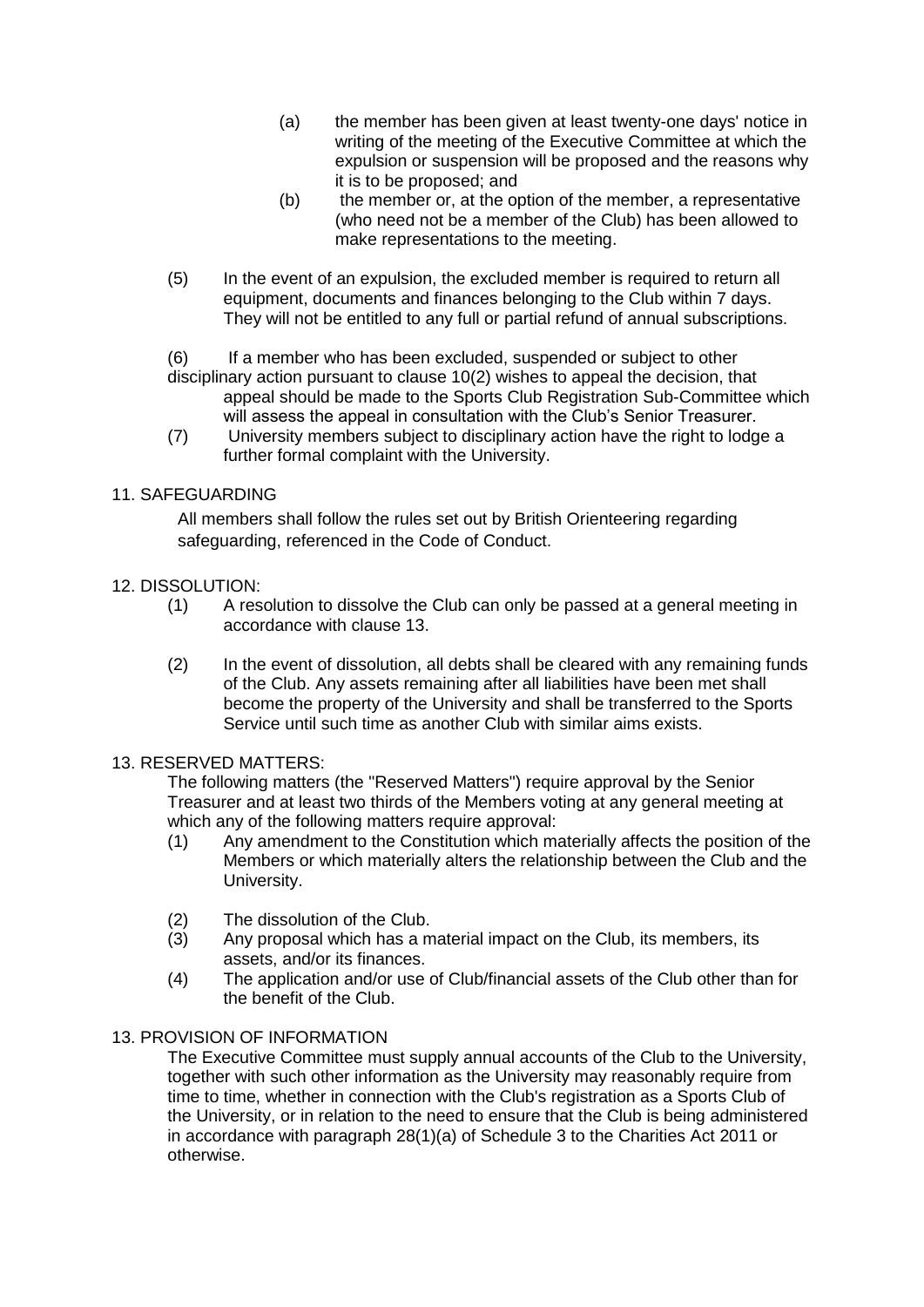(a) the member has been given at least twenty-one days' notice in writing of the meeting of the Executive Committee at which the expulsion or suspension will be proposed and the reasons why it is to be proposed; and

(b) the member or, at the option of the member, a representative (who need not be a member of the Club) has been allowed to make representations to the meeting.

(5) In the event of an expulsion, the excluded member is required to return all equipment, documents and finances belonging to the Club within 7 days. They will not be entitled to any full or partial refund of annual subscriptions.

(6) If a member who has been excluded, suspended or subject to other disciplinary action pursuant to clause 10(2) wishes to appeal the decision, that appeal should be made to the Sports Club Registration Sub-Committee which will assess the appeal in consultation with the Club's Senior Treasurer.

(7) University members subject to disciplinary action have the right to lodge a further formal complaint with the University.

## 11. SAFEGUARDING

All members shall follow the rules set out by British Orienteering regarding safeguarding, referenced in the Code of Conduct.

## 12. DISSOLUTION:

(1) A resolution to dissolve the Club can only be passed at a general meeting in accordance with clause 13.

(2) In the event of dissolution, all debts shall be cleared with any remaining funds of the Club. Any assets remaining after all liabilities have been met shall become the property of the University and shall be transferred to the Sports Service until such time as another Club with similar aims exists.

## 13. RESERVED MATTERS:

The following matters (the "Reserved Matters") require approval by the Senior Treasurer and at least two thirds of the Members voting at any general meeting at which any of the following matters require approval:

(1) Any amendment to the Constitution which materially affects the position of the Members or which materially alters the relationship between the Club and the University.

(2) The dissolution of the Club.

(3) Any proposal which has a material impact on the Club, its members, its assets, and/or its finances.

(4) The application and/or use of Club/financial assets of the Club other than for the benefit of the Club.

## 13. PROVISION OF INFORMATION

The Executive Committee must supply annual accounts of the Club to the University, together with such other information as the University may reasonably require from time to time, whether in connection with the Club's registration as a Sports Club of the University, or in relation to the need to ensure that the Club is being administered in accordance with paragraph 28(1)(a) of Schedule 3 to the Charities Act 2011 or otherwise.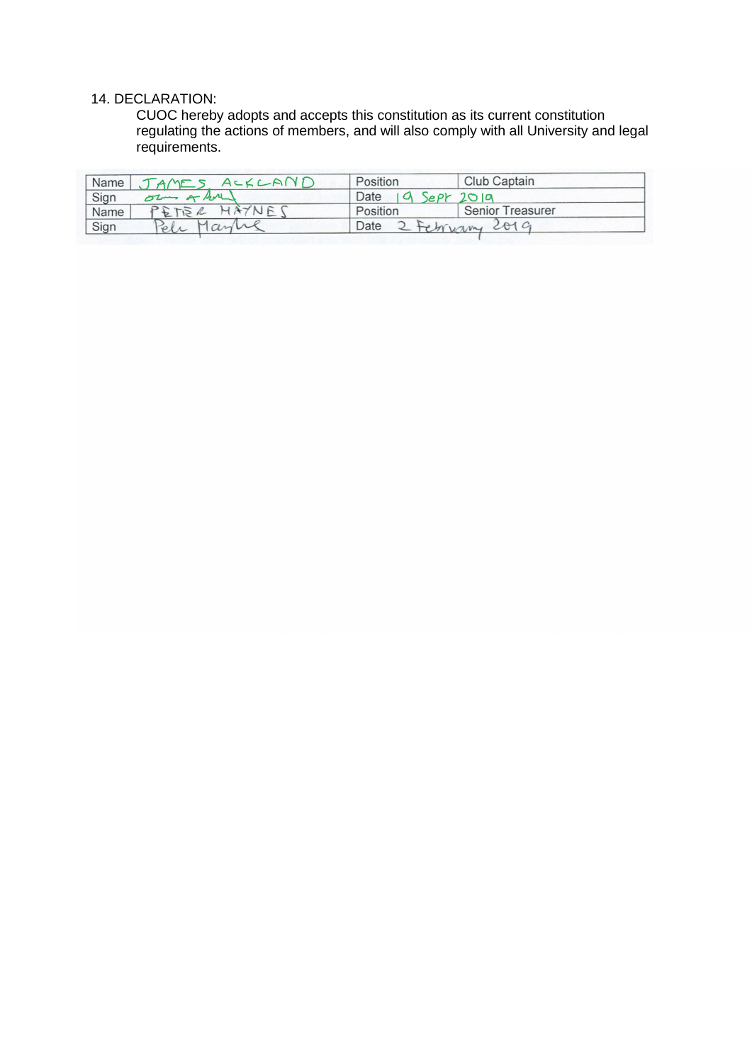14. DECLARATION:

CUOC hereby adopts and accepts this constitution as its current constitution regulating the actions of members, and will also comply with all University and legal requirements.

| | | | |
|---|---|---|---|
| Name | JAMES ACKLAND | Position | Club Captain |
| Sign | | Date | 19 Sept 2019 |
| Name | PETER HAYNES | Position | Senior Treasurer |
| Sign | Pete Haynes | Date | 2 February 2019 |